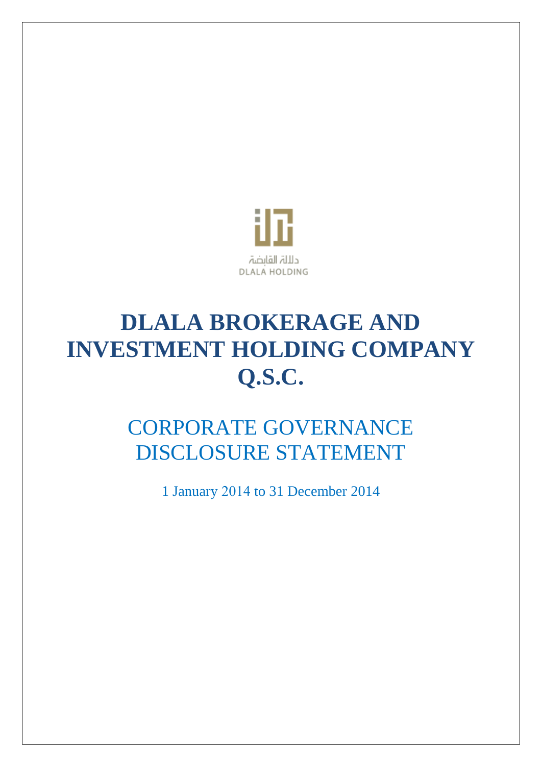دلالة القابضة
DLALA HOLDING

# DLALA BROKERAGE AND INVESTMENT HOLDING COMPANY Q.S.C.

## CORPORATE GOVERNANCE DISCLOSURE STATEMENT

1 January 2014 to 31 December 2014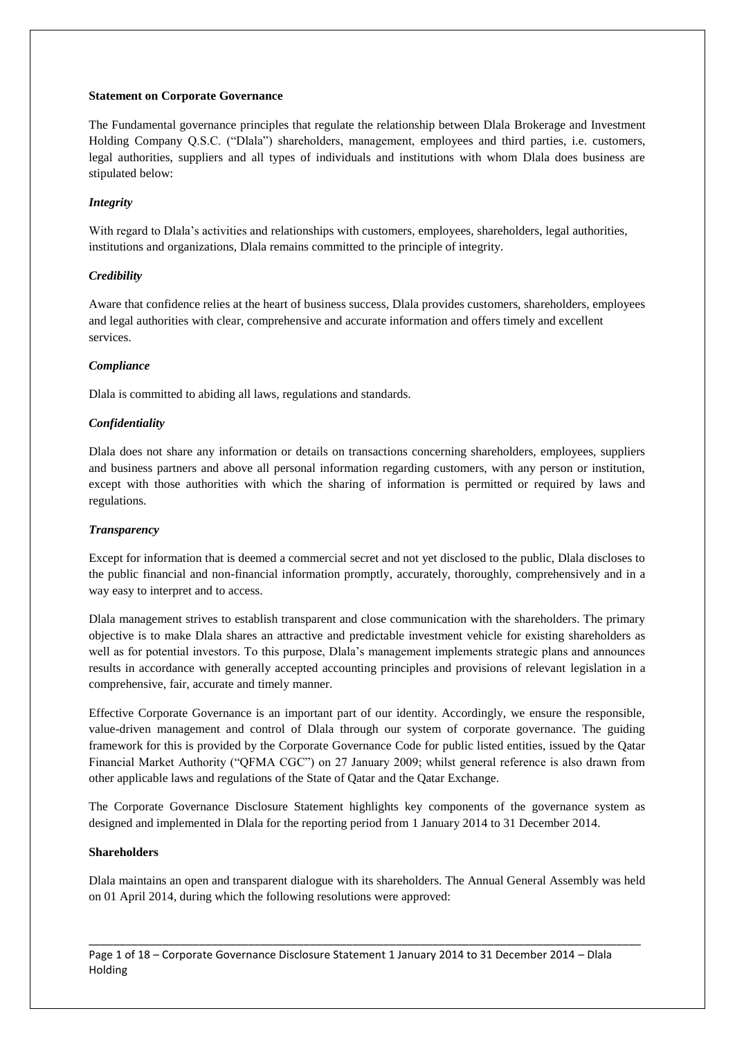**Statement on Corporate Governance**

The Fundamental governance principles that regulate the relationship between Dlala Brokerage and Investment Holding Company Q.S.C. ("Dlala") shareholders, management, employees and third parties, i.e. customers, legal authorities, suppliers and all types of individuals and institutions with whom Dlala does business are stipulated below:

***Integrity***

With regard to Dlala's activities and relationships with customers, employees, shareholders, legal authorities, institutions and organizations, Dlala remains committed to the principle of integrity.

***Credibility***

Aware that confidence relies at the heart of business success, Dlala provides customers, shareholders, employees and legal authorities with clear, comprehensive and accurate information and offers timely and excellent services.

***Compliance***

Dlala is committed to abiding all laws, regulations and standards.

***Confidentiality***

Dlala does not share any information or details on transactions concerning shareholders, employees, suppliers and business partners and above all personal information regarding customers, with any person or institution, except with those authorities with which the sharing of information is permitted or required by laws and regulations.

***Transparency***

Except for information that is deemed a commercial secret and not yet disclosed to the public, Dlala discloses to the public financial and non-financial information promptly, accurately, thoroughly, comprehensively and in a way easy to interpret and to access.

Dlala management strives to establish transparent and close communication with the shareholders. The primary objective is to make Dlala shares an attractive and predictable investment vehicle for existing shareholders as well as for potential investors. To this purpose, Dlala's management implements strategic plans and announces results in accordance with generally accepted accounting principles and provisions of relevant legislation in a comprehensive, fair, accurate and timely manner.

Effective Corporate Governance is an important part of our identity. Accordingly, we ensure the responsible, value-driven management and control of Dlala through our system of corporate governance. The guiding framework for this is provided by the Corporate Governance Code for public listed entities, issued by the Qatar Financial Market Authority ("QFMA CGC") on 27 January 2009; whilst general reference is also drawn from other applicable laws and regulations of the State of Qatar and the Qatar Exchange.

The Corporate Governance Disclosure Statement highlights key components of the governance system as designed and implemented in Dlala for the reporting period from 1 January 2014 to 31 December 2014.

**Shareholders**

Dlala maintains an open and transparent dialogue with its shareholders. The Annual General Assembly was held on 01 April 2014, during which the following resolutions were approved: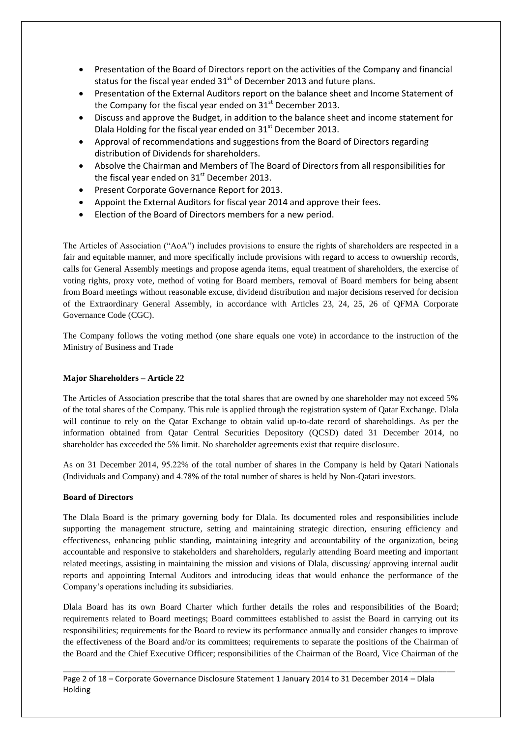- Presentation of the Board of Directors report on the activities of the Company and financial status for the fiscal year ended 31st of December 2013 and future plans.
- Presentation of the External Auditors report on the balance sheet and Income Statement of the Company for the fiscal year ended on 31st December 2013.
- Discuss and approve the Budget, in addition to the balance sheet and income statement for Dlala Holding for the fiscal year ended on 31st December 2013.
- Approval of recommendations and suggestions from the Board of Directors regarding distribution of Dividends for shareholders.
- Absolve the Chairman and Members of The Board of Directors from all responsibilities for the fiscal year ended on 31st December 2013.
- Present Corporate Governance Report for 2013.
- Appoint the External Auditors for fiscal year 2014 and approve their fees.
- Election of the Board of Directors members for a new period.

The Articles of Association ("AoA") includes provisions to ensure the rights of shareholders are respected in a fair and equitable manner, and more specifically include provisions with regard to access to ownership records, calls for General Assembly meetings and propose agenda items, equal treatment of shareholders, the exercise of voting rights, proxy vote, method of voting for Board members, removal of Board members for being absent from Board meetings without reasonable excuse, dividend distribution and major decisions reserved for decision of the Extraordinary General Assembly, in accordance with Articles 23, 24, 25, 26 of QFMA Corporate Governance Code (CGC).

The Company follows the voting method (one share equals one vote) in accordance to the instruction of the Ministry of Business and Trade

**Major Shareholders – Article 22**

The Articles of Association prescribe that the total shares that are owned by one shareholder may not exceed 5% of the total shares of the Company. This rule is applied through the registration system of Qatar Exchange. Dlala will continue to rely on the Qatar Exchange to obtain valid up-to-date record of shareholdings. As per the information obtained from Qatar Central Securities Depository (QCSD) dated 31 December 2014, no shareholder has exceeded the 5% limit. No shareholder agreements exist that require disclosure.

As on 31 December 2014, 95.22% of the total number of shares in the Company is held by Qatari Nationals (Individuals and Company) and 4.78% of the total number of shares is held by Non-Qatari investors.

**Board of Directors**

The Dlala Board is the primary governing body for Dlala. Its documented roles and responsibilities include supporting the management structure, setting and maintaining strategic direction, ensuring efficiency and effectiveness, enhancing public standing, maintaining integrity and accountability of the organization, being accountable and responsive to stakeholders and shareholders, regularly attending Board meeting and important related meetings, assisting in maintaining the mission and visions of Dlala, discussing/ approving internal audit reports and appointing Internal Auditors and introducing ideas that would enhance the performance of the Company's operations including its subsidiaries.

Dlala Board has its own Board Charter which further details the roles and responsibilities of the Board; requirements related to Board meetings; Board committees established to assist the Board in carrying out its responsibilities; requirements for the Board to review its performance annually and consider changes to improve the effectiveness of the Board and/or its committees; requirements to separate the positions of the Chairman of the Board and the Chief Executive Officer; responsibilities of the Chairman of the Board, Vice Chairman of the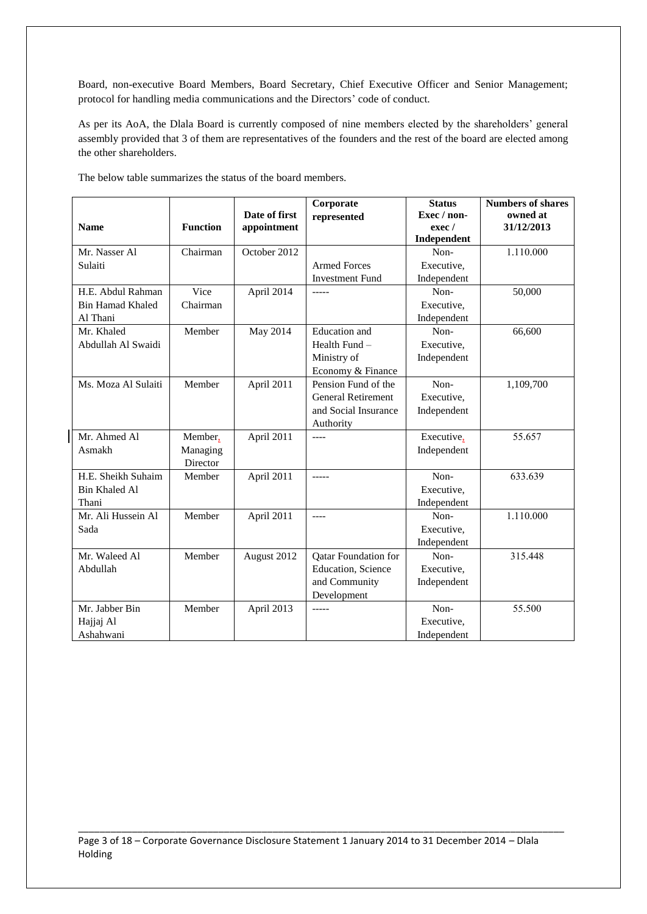Board, non-executive Board Members, Board Secretary, Chief Executive Officer and Senior Management; protocol for handling media communications and the Directors' code of conduct.

As per its AoA, the Dlala Board is currently composed of nine members elected by the shareholders' general assembly provided that 3 of them are representatives of the founders and the rest of the board are elected among the other shareholders.

The below table summarizes the status of the board members.

| Name | Function | Date of first appointment | Corporate represented | Status Exec / non-exec / Independent | Numbers of shares owned at 31/12/2013 |
|---|---|---|---|---|---|
| Mr. Nasser Al Sulaiti | Chairman | October 2012 | Armed Forces Investment Fund | Non-Executive, Independent | 1.110.000 |
| H.E. Abdul Rahman Bin Hamad Khaled Al Thani | Vice Chairman | April 2014 | ----- | Non-Executive, Independent | 50,000 |
| Mr. Khaled Abdullah Al Swaidi | Member | May 2014 | Education and Health Fund – Ministry of Economy & Finance | Non-Executive, Independent | 66,600 |
| Ms. Moza Al Sulaiti | Member | April 2011 | Pension Fund of the General Retirement and Social Insurance Authority | Non-Executive, Independent | 1,109,700 |
| Mr. Ahmed Al Asmakh | Member, Managing Director | April 2011 | ---- | Executive, Independent | 55.657 |
| H.E. Sheikh Suhaim Bin Khaled Al Thani | Member | April 2011 | ----- | Non-Executive, Independent | 633.639 |
| Mr. Ali Hussein Al Sada | Member | April 2011 | ---- | Non-Executive, Independent | 1.110.000 |
| Mr. Waleed Al Abdullah | Member | August 2012 | Qatar Foundation for Education, Science and Community Development | Non-Executive, Independent | 315.448 |
| Mr. Jabber Bin Hajjaj Al Ashahwani | Member | April 2013 | ----- | Non-Executive, Independent | 55.500 |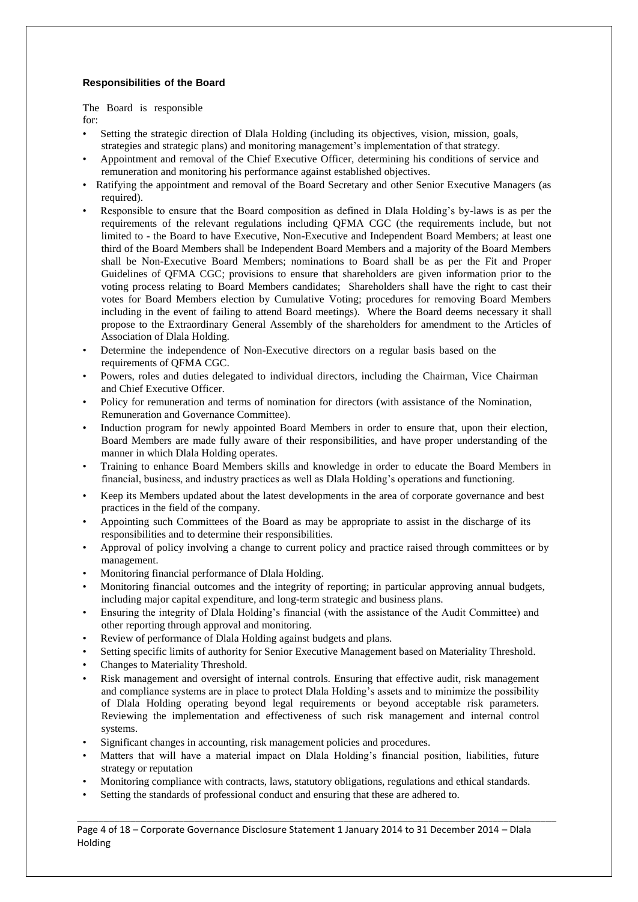### Responsibilities of the Board

The Board is responsible for:

- Setting the strategic direction of Dlala Holding (including its objectives, vision, mission, goals, strategies and strategic plans) and monitoring management's implementation of that strategy.
- Appointment and removal of the Chief Executive Officer, determining his conditions of service and remuneration and monitoring his performance against established objectives.
- Ratifying the appointment and removal of the Board Secretary and other Senior Executive Managers (as required).
- Responsible to ensure that the Board composition as defined in Dlala Holding's by-laws is as per the requirements of the relevant regulations including QFMA CGC (the requirements include, but not limited to - the Board to have Executive, Non-Executive and Independent Board Members; at least one third of the Board Members shall be Independent Board Members and a majority of the Board Members shall be Non-Executive Board Members; nominations to Board shall be as per the Fit and Proper Guidelines of QFMA CGC; provisions to ensure that shareholders are given information prior to the voting process relating to Board Members candidates; Shareholders shall have the right to cast their votes for Board Members election by Cumulative Voting; procedures for removing Board Members including in the event of failing to attend Board meetings). Where the Board deems necessary it shall propose to the Extraordinary General Assembly of the shareholders for amendment to the Articles of Association of Dlala Holding.
- Determine the independence of Non-Executive directors on a regular basis based on the requirements of QFMA CGC.
- Powers, roles and duties delegated to individual directors, including the Chairman, Vice Chairman and Chief Executive Officer.
- Policy for remuneration and terms of nomination for directors (with assistance of the Nomination, Remuneration and Governance Committee).
- Induction program for newly appointed Board Members in order to ensure that, upon their election, Board Members are made fully aware of their responsibilities, and have proper understanding of the manner in which Dlala Holding operates.
- Training to enhance Board Members skills and knowledge in order to educate the Board Members in financial, business, and industry practices as well as Dlala Holding's operations and functioning.
- Keep its Members updated about the latest developments in the area of corporate governance and best practices in the field of the company.
- Appointing such Committees of the Board as may be appropriate to assist in the discharge of its responsibilities and to determine their responsibilities.
- Approval of policy involving a change to current policy and practice raised through committees or by management.
- Monitoring financial performance of Dlala Holding.
- Monitoring financial outcomes and the integrity of reporting; in particular approving annual budgets, including major capital expenditure, and long-term strategic and business plans.
- Ensuring the integrity of Dlala Holding's financial (with the assistance of the Audit Committee) and other reporting through approval and monitoring.
- Review of performance of Dlala Holding against budgets and plans.
- Setting specific limits of authority for Senior Executive Management based on Materiality Threshold.
- Changes to Materiality Threshold.
- Risk management and oversight of internal controls. Ensuring that effective audit, risk management and compliance systems are in place to protect Dlala Holding's assets and to minimize the possibility of Dlala Holding operating beyond legal requirements or beyond acceptable risk parameters. Reviewing the implementation and effectiveness of such risk management and internal control systems.
- Significant changes in accounting, risk management policies and procedures.
- Matters that will have a material impact on Dlala Holding's financial position, liabilities, future strategy or reputation
- Monitoring compliance with contracts, laws, statutory obligations, regulations and ethical standards.
- Setting the standards of professional conduct and ensuring that these are adhered to.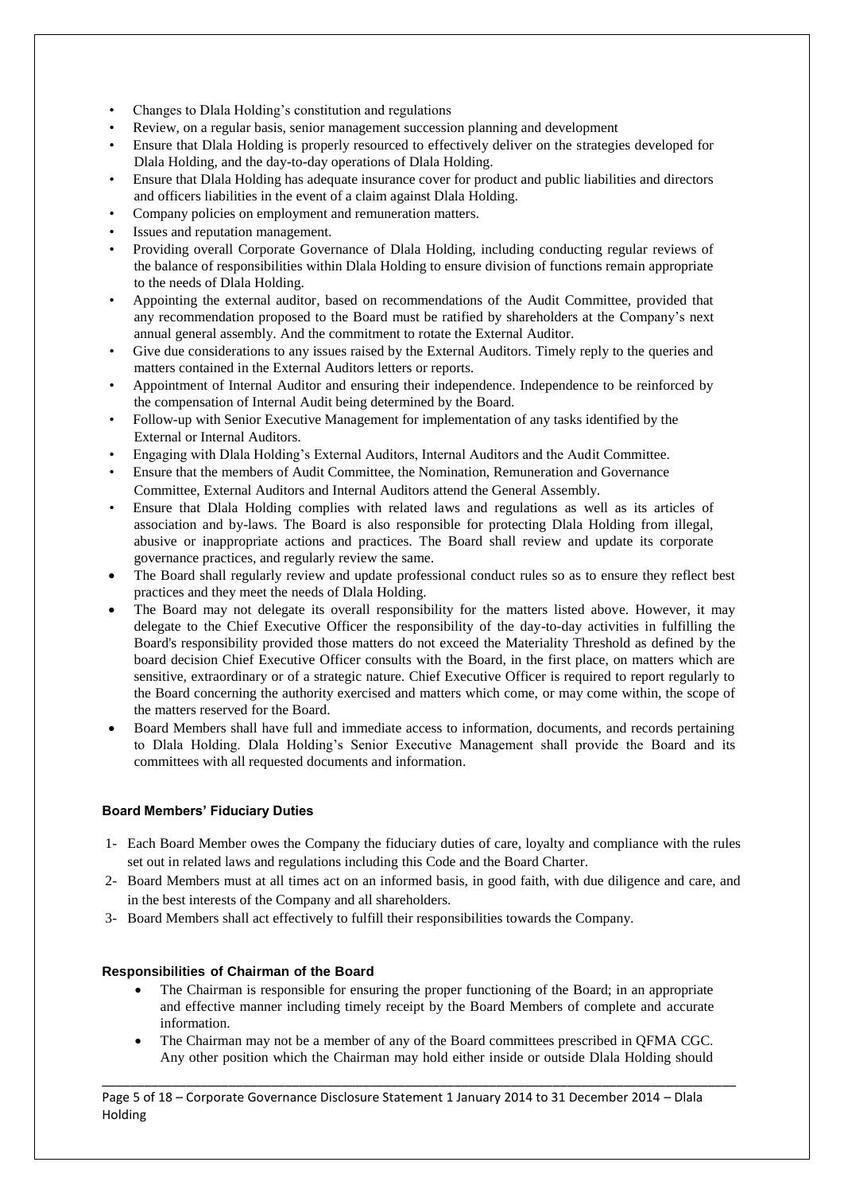- Changes to Dlala Holding's constitution and regulations
- Review, on a regular basis, senior management succession planning and development
- Ensure that Dlala Holding is properly resourced to effectively deliver on the strategies developed for Dlala Holding, and the day-to-day operations of Dlala Holding.
- Ensure that Dlala Holding has adequate insurance cover for product and public liabilities and directors and officers liabilities in the event of a claim against Dlala Holding.
- Company policies on employment and remuneration matters.
- Issues and reputation management.
- Providing overall Corporate Governance of Dlala Holding, including conducting regular reviews of the balance of responsibilities within Dlala Holding to ensure division of functions remain appropriate to the needs of Dlala Holding.
- Appointing the external auditor, based on recommendations of the Audit Committee, provided that any recommendation proposed to the Board must be ratified by shareholders at the Company's next annual general assembly. And the commitment to rotate the External Auditor.
- Give due considerations to any issues raised by the External Auditors. Timely reply to the queries and matters contained in the External Auditors letters or reports.
- Appointment of Internal Auditor and ensuring their independence. Independence to be reinforced by the compensation of Internal Audit being determined by the Board.
- Follow-up with Senior Executive Management for implementation of any tasks identified by the External or Internal Auditors.
- Engaging with Dlala Holding's External Auditors, Internal Auditors and the Audit Committee.
- Ensure that the members of Audit Committee, the Nomination, Remuneration and Governance Committee, External Auditors and Internal Auditors attend the General Assembly.
- Ensure that Dlala Holding complies with related laws and regulations as well as its articles of association and by-laws. The Board is also responsible for protecting Dlala Holding from illegal, abusive or inappropriate actions and practices. The Board shall review and update its corporate governance practices, and regularly review the same.
- The Board shall regularly review and update professional conduct rules so as to ensure they reflect best practices and they meet the needs of Dlala Holding.
- The Board may not delegate its overall responsibility for the matters listed above. However, it may delegate to the Chief Executive Officer the responsibility of the day-to-day activities in fulfilling the Board's responsibility provided those matters do not exceed the Materiality Threshold as defined by the board decision Chief Executive Officer consults with the Board, in the first place, on matters which are sensitive, extraordinary or of a strategic nature. Chief Executive Officer is required to report regularly to the Board concerning the authority exercised and matters which come, or may come within, the scope of the matters reserved for the Board.
- Board Members shall have full and immediate access to information, documents, and records pertaining to Dlala Holding. Dlala Holding's Senior Executive Management shall provide the Board and its committees with all requested documents and information.

### Board Members' Fiduciary Duties

1- Each Board Member owes the Company the fiduciary duties of care, loyalty and compliance with the rules set out in related laws and regulations including this Code and the Board Charter.

2- Board Members must at all times act on an informed basis, in good faith, with due diligence and care, and in the best interests of the Company and all shareholders.

3- Board Members shall act effectively to fulfill their responsibilities towards the Company.

### Responsibilities of Chairman of the Board

- The Chairman is responsible for ensuring the proper functioning of the Board; in an appropriate and effective manner including timely receipt by the Board Members of complete and accurate information.
- The Chairman may not be a member of any of the Board committees prescribed in QFMA CGC. Any other position which the Chairman may hold either inside or outside Dlala Holding should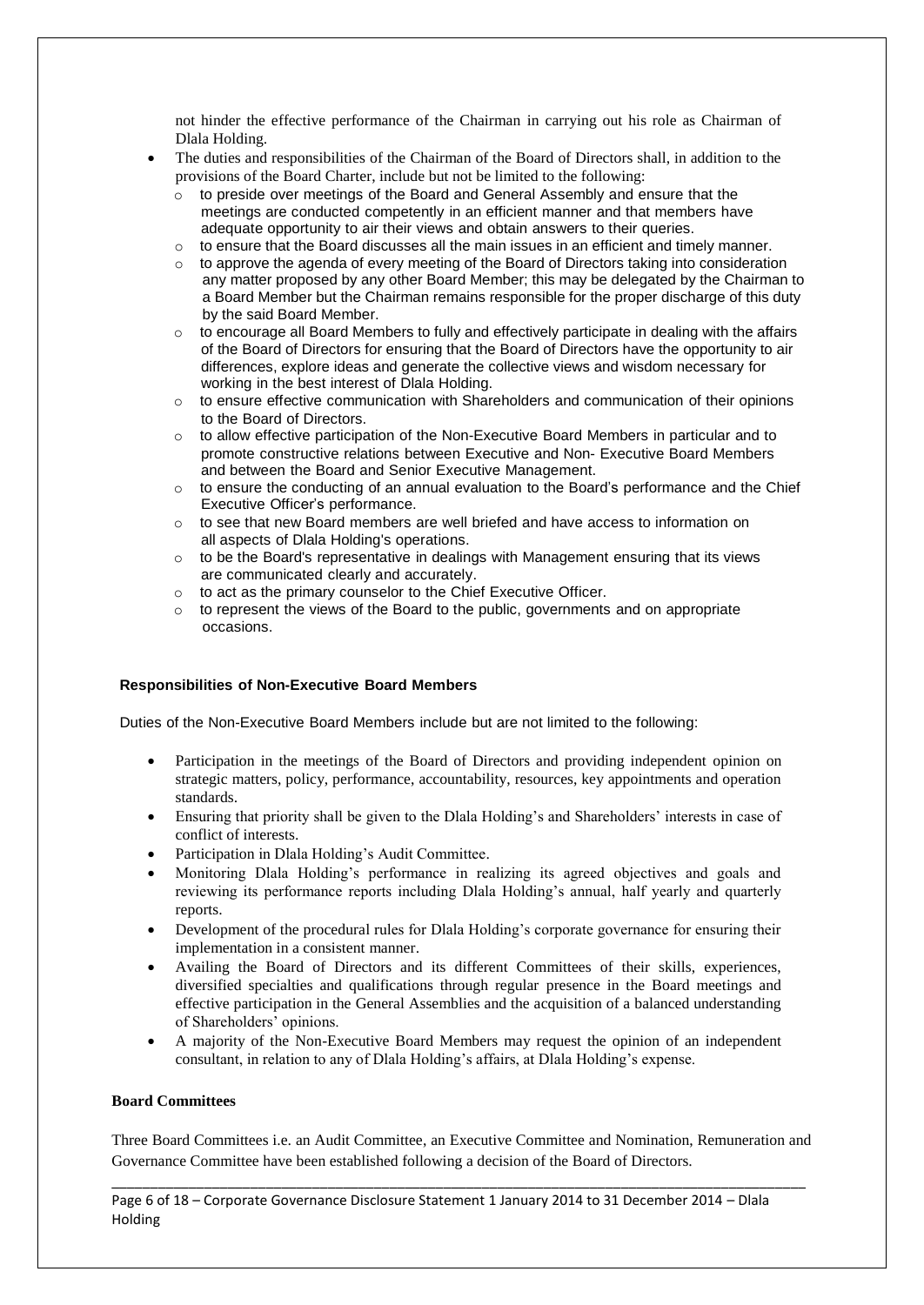not hinder the effective performance of the Chairman in carrying out his role as Chairman of Dlala Holding.

- The duties and responsibilities of the Chairman of the Board of Directors shall, in addition to the provisions of the Board Charter, include but not be limited to the following:
  - to preside over meetings of the Board and General Assembly and ensure that the meetings are conducted competently in an efficient manner and that members have adequate opportunity to air their views and obtain answers to their queries.
  - to ensure that the Board discusses all the main issues in an efficient and timely manner.
  - to approve the agenda of every meeting of the Board of Directors taking into consideration any matter proposed by any other Board Member; this may be delegated by the Chairman to a Board Member but the Chairman remains responsible for the proper discharge of this duty by the said Board Member.
  - to encourage all Board Members to fully and effectively participate in dealing with the affairs of the Board of Directors for ensuring that the Board of Directors have the opportunity to air differences, explore ideas and generate the collective views and wisdom necessary for working in the best interest of Dlala Holding.
  - to ensure effective communication with Shareholders and communication of their opinions to the Board of Directors.
  - to allow effective participation of the Non-Executive Board Members in particular and to promote constructive relations between Executive and Non- Executive Board Members and between the Board and Senior Executive Management.
  - to ensure the conducting of an annual evaluation to the Board's performance and the Chief Executive Officer's performance.
  - to see that new Board members are well briefed and have access to information on all aspects of Dlala Holding's operations.
  - to be the Board's representative in dealings with Management ensuring that its views are communicated clearly and accurately.
  - to act as the primary counselor to the Chief Executive Officer.
  - to represent the views of the Board to the public, governments and on appropriate occasions.

**Responsibilities of Non-Executive Board Members**

Duties of the Non-Executive Board Members include but are not limited to the following:

- Participation in the meetings of the Board of Directors and providing independent opinion on strategic matters, policy, performance, accountability, resources, key appointments and operation standards.
- Ensuring that priority shall be given to the Dlala Holding's and Shareholders' interests in case of conflict of interests.
- Participation in Dlala Holding's Audit Committee.
- Monitoring Dlala Holding's performance in realizing its agreed objectives and goals and reviewing its performance reports including Dlala Holding's annual, half yearly and quarterly reports.
- Development of the procedural rules for Dlala Holding's corporate governance for ensuring their implementation in a consistent manner.
- Availing the Board of Directors and its different Committees of their skills, experiences, diversified specialties and qualifications through regular presence in the Board meetings and effective participation in the General Assemblies and the acquisition of a balanced understanding of Shareholders' opinions.
- A majority of the Non-Executive Board Members may request the opinion of an independent consultant, in relation to any of Dlala Holding's affairs, at Dlala Holding's expense.

**Board Committees**

Three Board Committees i.e. an Audit Committee, an Executive Committee and Nomination, Remuneration and Governance Committee have been established following a decision of the Board of Directors.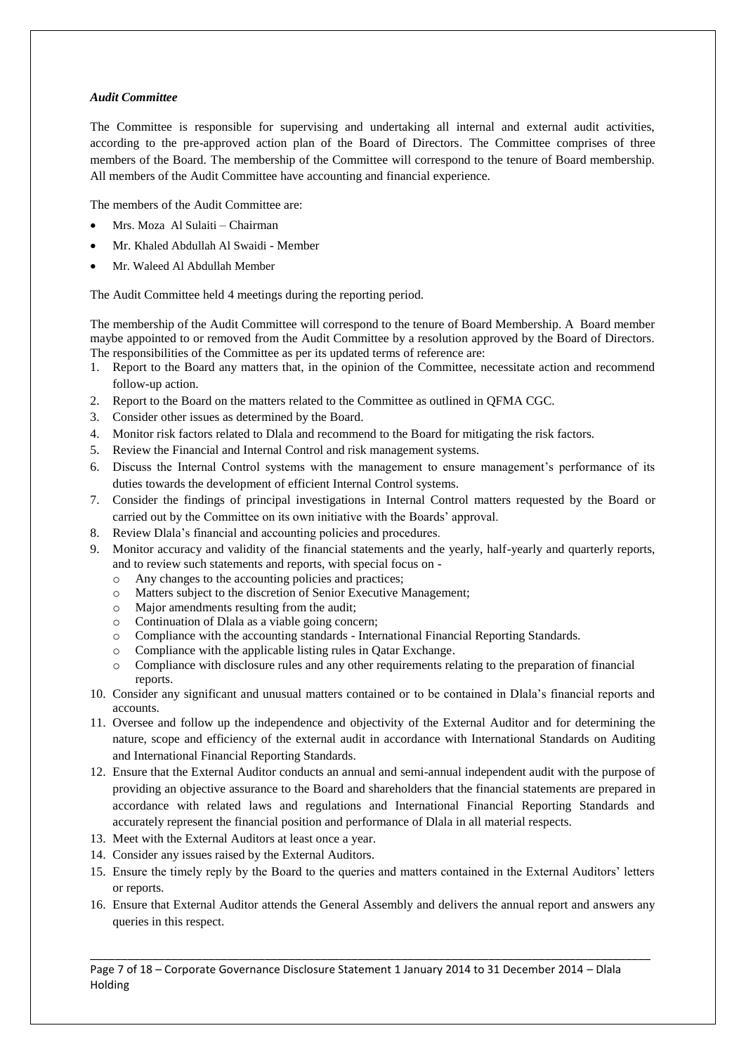***Audit Committee***

The Committee is responsible for supervising and undertaking all internal and external audit activities, according to the pre-approved action plan of the Board of Directors. The Committee comprises of three members of the Board. The membership of the Committee will correspond to the tenure of Board membership. All members of the Audit Committee have accounting and financial experience.

The members of the Audit Committee are:

- Mrs. Moza Al Sulaiti – Chairman
- Mr. Khaled Abdullah Al Swaidi - Member
- Mr. Waleed Al Abdullah Member

The Audit Committee held 4 meetings during the reporting period.

The membership of the Audit Committee will correspond to the tenure of Board Membership. A Board member maybe appointed to or removed from the Audit Committee by a resolution approved by the Board of Directors. The responsibilities of the Committee as per its updated terms of reference are:

1. Report to the Board any matters that, in the opinion of the Committee, necessitate action and recommend follow-up action.
2. Report to the Board on the matters related to the Committee as outlined in QFMA CGC.
3. Consider other issues as determined by the Board.
4. Monitor risk factors related to Dlala and recommend to the Board for mitigating the risk factors.
5. Review the Financial and Internal Control and risk management systems.
6. Discuss the Internal Control systems with the management to ensure management's performance of its duties towards the development of efficient Internal Control systems.
7. Consider the findings of principal investigations in Internal Control matters requested by the Board or carried out by the Committee on its own initiative with the Boards' approval.
8. Review Dlala's financial and accounting policies and procedures.
9. Monitor accuracy and validity of the financial statements and the yearly, half-yearly and quarterly reports, and to review such statements and reports, with special focus on -
   - Any changes to the accounting policies and practices;
   - Matters subject to the discretion of Senior Executive Management;
   - Major amendments resulting from the audit;
   - Continuation of Dlala as a viable going concern;
   - Compliance with the accounting standards - International Financial Reporting Standards.
   - Compliance with the applicable listing rules in Qatar Exchange.
   - Compliance with disclosure rules and any other requirements relating to the preparation of financial reports.
10. Consider any significant and unusual matters contained or to be contained in Dlala's financial reports and accounts.
11. Oversee and follow up the independence and objectivity of the External Auditor and for determining the nature, scope and efficiency of the external audit in accordance with International Standards on Auditing and International Financial Reporting Standards.
12. Ensure that the External Auditor conducts an annual and semi-annual independent audit with the purpose of providing an objective assurance to the Board and shareholders that the financial statements are prepared in accordance with related laws and regulations and International Financial Reporting Standards and accurately represent the financial position and performance of Dlala in all material respects.
13. Meet with the External Auditors at least once a year.
14. Consider any issues raised by the External Auditors.
15. Ensure the timely reply by the Board to the queries and matters contained in the External Auditors' letters or reports.
16. Ensure that External Auditor attends the General Assembly and delivers the annual report and answers any queries in this respect.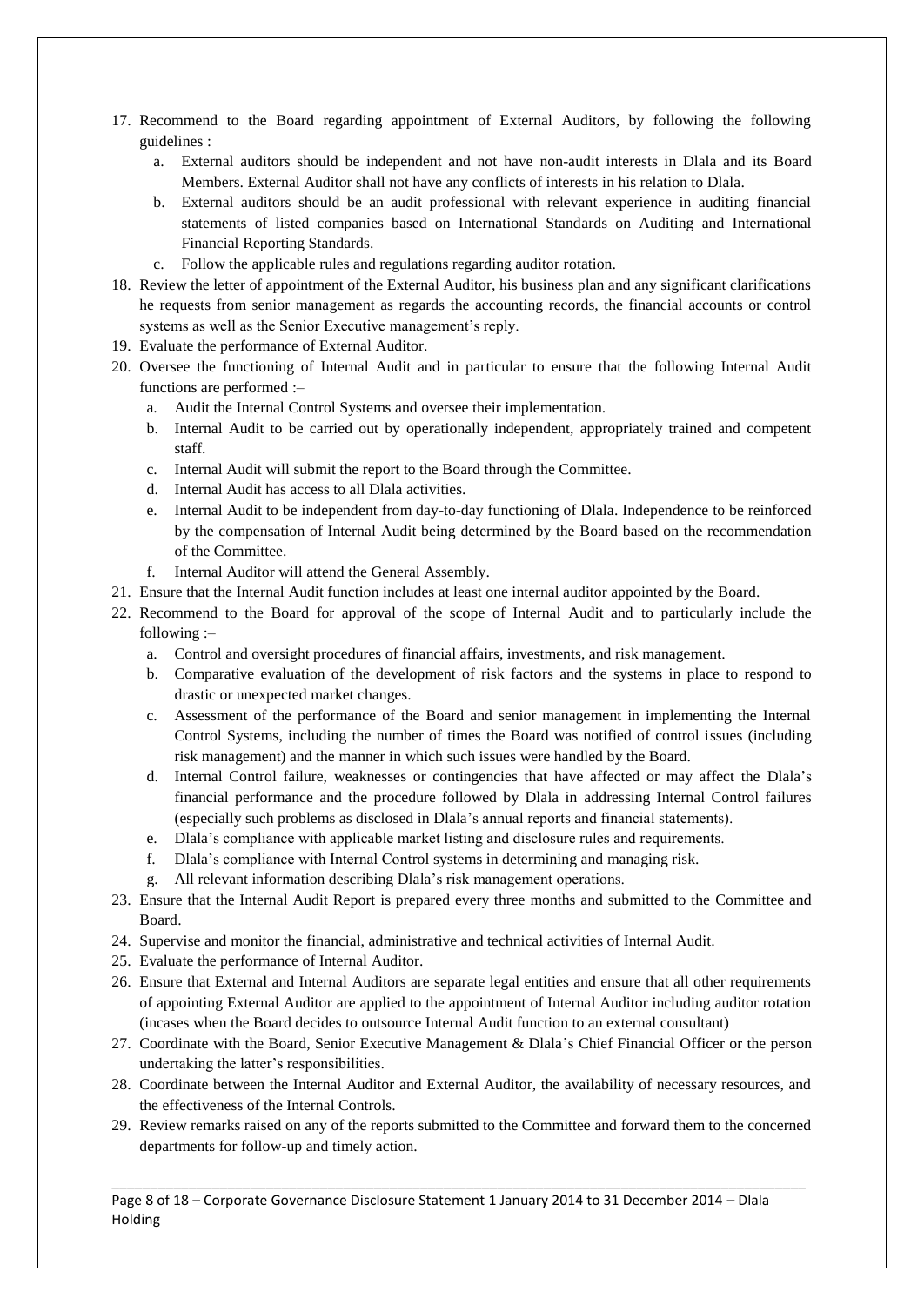17. Recommend to the Board regarding appointment of External Auditors, by following the following guidelines :
    a. External auditors should be independent and not have non-audit interests in Dlala and its Board Members. External Auditor shall not have any conflicts of interests in his relation to Dlala.
    b. External auditors should be an audit professional with relevant experience in auditing financial statements of listed companies based on International Standards on Auditing and International Financial Reporting Standards.
    c. Follow the applicable rules and regulations regarding auditor rotation.
18. Review the letter of appointment of the External Auditor, his business plan and any significant clarifications he requests from senior management as regards the accounting records, the financial accounts or control systems as well as the Senior Executive management's reply.
19. Evaluate the performance of External Auditor.
20. Oversee the functioning of Internal Audit and in particular to ensure that the following Internal Audit functions are performed :–
    a. Audit the Internal Control Systems and oversee their implementation.
    b. Internal Audit to be carried out by operationally independent, appropriately trained and competent staff.
    c. Internal Audit will submit the report to the Board through the Committee.
    d. Internal Audit has access to all Dlala activities.
    e. Internal Audit to be independent from day-to-day functioning of Dlala. Independence to be reinforced by the compensation of Internal Audit being determined by the Board based on the recommendation of the Committee.
    f. Internal Auditor will attend the General Assembly.
21. Ensure that the Internal Audit function includes at least one internal auditor appointed by the Board.
22. Recommend to the Board for approval of the scope of Internal Audit and to particularly include the following :–
    a. Control and oversight procedures of financial affairs, investments, and risk management.
    b. Comparative evaluation of the development of risk factors and the systems in place to respond to drastic or unexpected market changes.
    c. Assessment of the performance of the Board and senior management in implementing the Internal Control Systems, including the number of times the Board was notified of control issues (including risk management) and the manner in which such issues were handled by the Board.
    d. Internal Control failure, weaknesses or contingencies that have affected or may affect the Dlala's financial performance and the procedure followed by Dlala in addressing Internal Control failures (especially such problems as disclosed in Dlala's annual reports and financial statements).
    e. Dlala's compliance with applicable market listing and disclosure rules and requirements.
    f. Dlala's compliance with Internal Control systems in determining and managing risk.
    g. All relevant information describing Dlala's risk management operations.
23. Ensure that the Internal Audit Report is prepared every three months and submitted to the Committee and Board.
24. Supervise and monitor the financial, administrative and technical activities of Internal Audit.
25. Evaluate the performance of Internal Auditor.
26. Ensure that External and Internal Auditors are separate legal entities and ensure that all other requirements of appointing External Auditor are applied to the appointment of Internal Auditor including auditor rotation (incases when the Board decides to outsource Internal Audit function to an external consultant)
27. Coordinate with the Board, Senior Executive Management & Dlala's Chief Financial Officer or the person undertaking the latter's responsibilities.
28. Coordinate between the Internal Auditor and External Auditor, the availability of necessary resources, and the effectiveness of the Internal Controls.
29. Review remarks raised on any of the reports submitted to the Committee and forward them to the concerned departments for follow-up and timely action.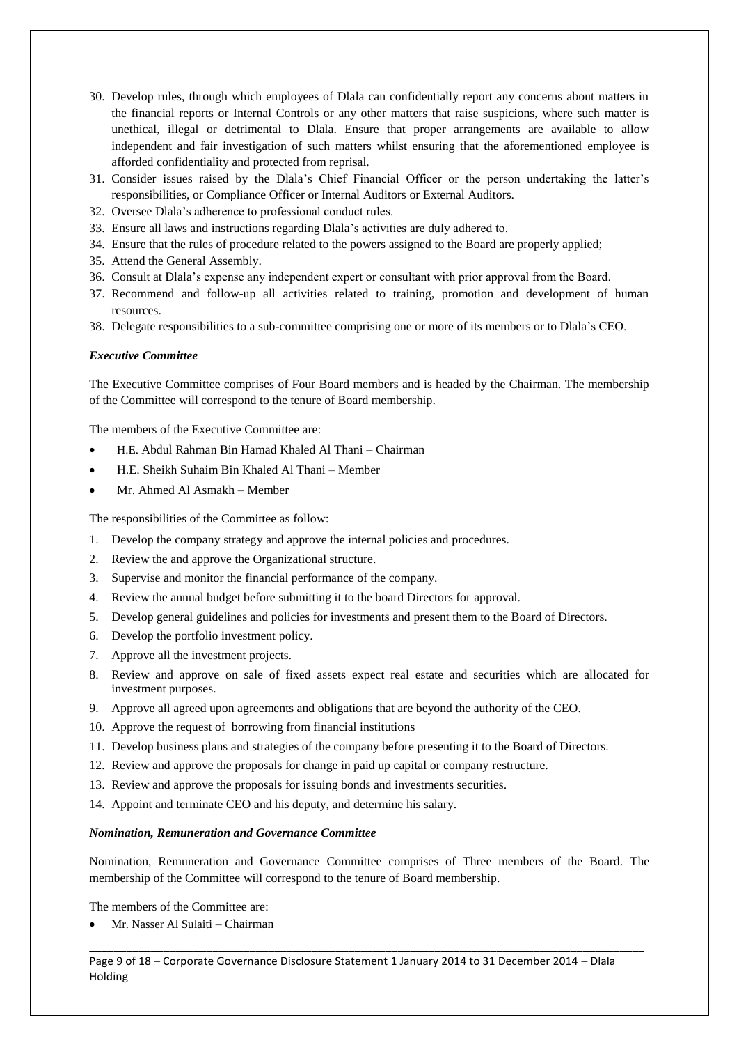30. Develop rules, through which employees of Dlala can confidentially report any concerns about matters in the financial reports or Internal Controls or any other matters that raise suspicions, where such matter is unethical, illegal or detrimental to Dlala. Ensure that proper arrangements are available to allow independent and fair investigation of such matters whilst ensuring that the aforementioned employee is afforded confidentiality and protected from reprisal.
31. Consider issues raised by the Dlala's Chief Financial Officer or the person undertaking the latter's responsibilities, or Compliance Officer or Internal Auditors or External Auditors.
32. Oversee Dlala's adherence to professional conduct rules.
33. Ensure all laws and instructions regarding Dlala's activities are duly adhered to.
34. Ensure that the rules of procedure related to the powers assigned to the Board are properly applied;
35. Attend the General Assembly.
36. Consult at Dlala's expense any independent expert or consultant with prior approval from the Board.
37. Recommend and follow-up all activities related to training, promotion and development of human resources.
38. Delegate responsibilities to a sub-committee comprising one or more of its members or to Dlala's CEO.

***Executive Committee***

The Executive Committee comprises of Four Board members and is headed by the Chairman. The membership of the Committee will correspond to the tenure of Board membership.

The members of the Executive Committee are:

- H.E. Abdul Rahman Bin Hamad Khaled Al Thani – Chairman
- H.E. Sheikh Suhaim Bin Khaled Al Thani – Member
- Mr. Ahmed Al Asmakh – Member

The responsibilities of the Committee as follow:

1. Develop the company strategy and approve the internal policies and procedures.
2. Review the and approve the Organizational structure.
3. Supervise and monitor the financial performance of the company.
4. Review the annual budget before submitting it to the board Directors for approval.
5. Develop general guidelines and policies for investments and present them to the Board of Directors.
6. Develop the portfolio investment policy.
7. Approve all the investment projects.
8. Review and approve on sale of fixed assets expect real estate and securities which are allocated for investment purposes.
9. Approve all agreed upon agreements and obligations that are beyond the authority of the CEO.
10. Approve the request of borrowing from financial institutions
11. Develop business plans and strategies of the company before presenting it to the Board of Directors.
12. Review and approve the proposals for change in paid up capital or company restructure.
13. Review and approve the proposals for issuing bonds and investments securities.
14. Appoint and terminate CEO and his deputy, and determine his salary.

***Nomination, Remuneration and Governance Committee***

Nomination, Remuneration and Governance Committee comprises of Three members of the Board. The membership of the Committee will correspond to the tenure of Board membership.

The members of the Committee are:

- Mr. Nasser Al Sulaiti – Chairman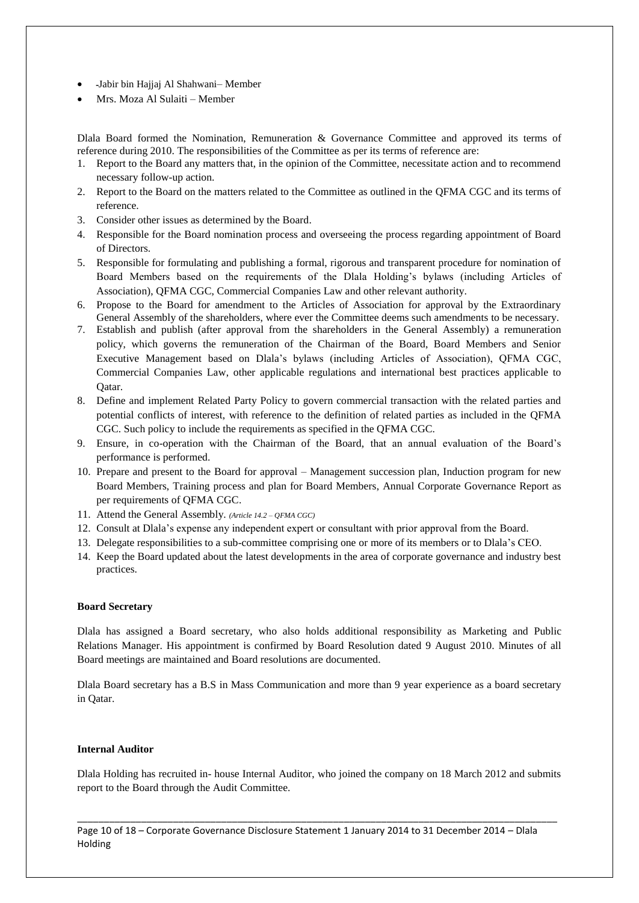- -Jabir bin Hajjaj Al Shahwani– Member
- Mrs. Moza Al Sulaiti – Member

Dlala Board formed the Nomination, Remuneration & Governance Committee and approved its terms of reference during 2010. The responsibilities of the Committee as per its terms of reference are:

1. Report to the Board any matters that, in the opinion of the Committee, necessitate action and to recommend necessary follow-up action.
2. Report to the Board on the matters related to the Committee as outlined in the QFMA CGC and its terms of reference.
3. Consider other issues as determined by the Board.
4. Responsible for the Board nomination process and overseeing the process regarding appointment of Board of Directors.
5. Responsible for formulating and publishing a formal, rigorous and transparent procedure for nomination of Board Members based on the requirements of the Dlala Holding's bylaws (including Articles of Association), QFMA CGC, Commercial Companies Law and other relevant authority.
6. Propose to the Board for amendment to the Articles of Association for approval by the Extraordinary General Assembly of the shareholders, where ever the Committee deems such amendments to be necessary.
7. Establish and publish (after approval from the shareholders in the General Assembly) a remuneration policy, which governs the remuneration of the Chairman of the Board, Board Members and Senior Executive Management based on Dlala's bylaws (including Articles of Association), QFMA CGC, Commercial Companies Law, other applicable regulations and international best practices applicable to Qatar.
8. Define and implement Related Party Policy to govern commercial transaction with the related parties and potential conflicts of interest, with reference to the definition of related parties as included in the QFMA CGC. Such policy to include the requirements as specified in the QFMA CGC.
9. Ensure, in co-operation with the Chairman of the Board, that an annual evaluation of the Board's performance is performed.
10. Prepare and present to the Board for approval – Management succession plan, Induction program for new Board Members, Training process and plan for Board Members, Annual Corporate Governance Report as per requirements of QFMA CGC.
11. Attend the General Assembly. *(Article 14.2 – QFMA CGC)*
12. Consult at Dlala's expense any independent expert or consultant with prior approval from the Board.
13. Delegate responsibilities to a sub-committee comprising one or more of its members or to Dlala's CEO.
14. Keep the Board updated about the latest developments in the area of corporate governance and industry best practices.

**Board Secretary**

Dlala has assigned a Board secretary, who also holds additional responsibility as Marketing and Public Relations Manager. His appointment is confirmed by Board Resolution dated 9 August 2010. Minutes of all Board meetings are maintained and Board resolutions are documented.

Dlala Board secretary has a B.S in Mass Communication and more than 9 year experience as a board secretary in Qatar.

**Internal Auditor**

Dlala Holding has recruited in- house Internal Auditor, who joined the company on 18 March 2012 and submits report to the Board through the Audit Committee.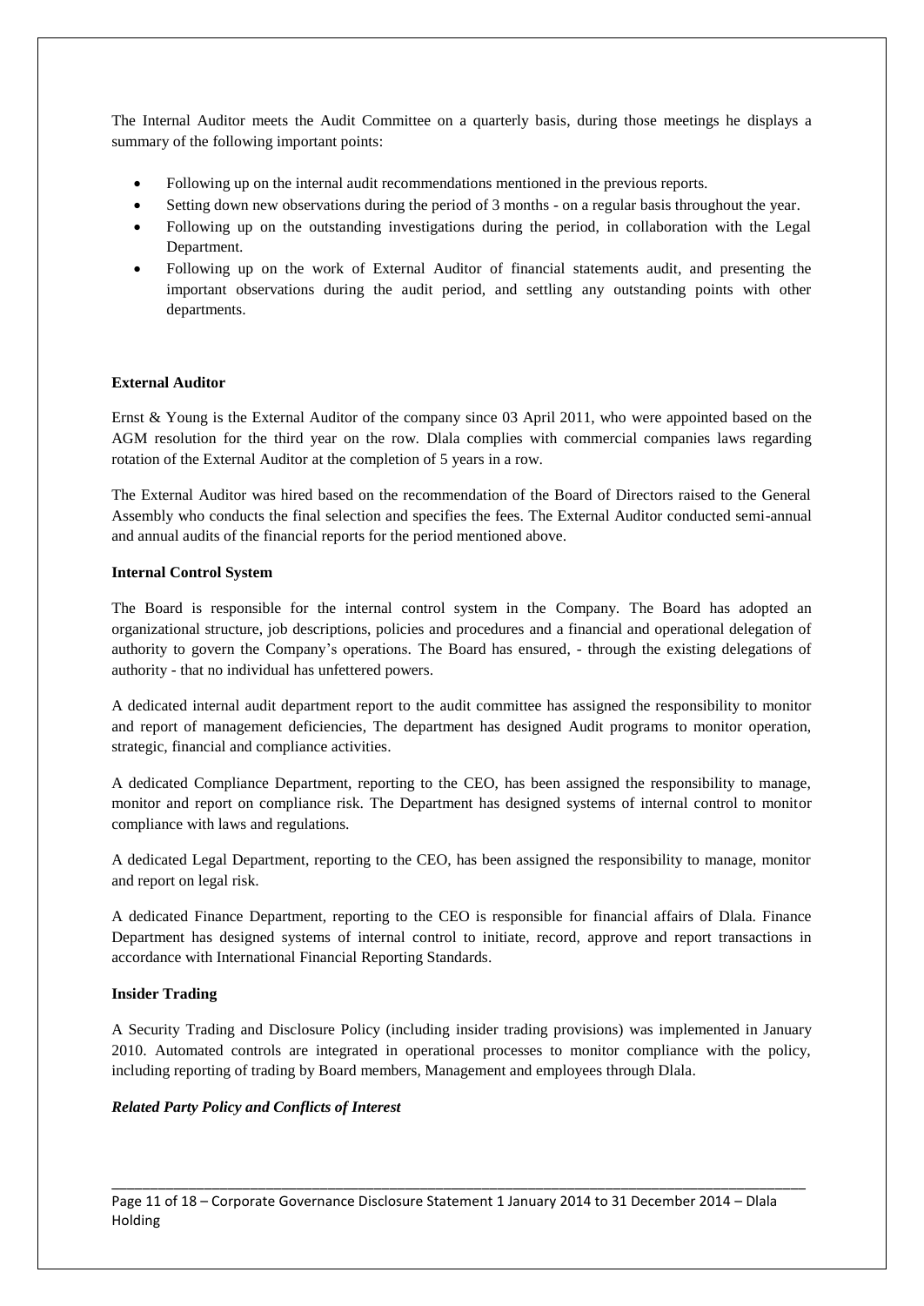The Internal Auditor meets the Audit Committee on a quarterly basis, during those meetings he displays a summary of the following important points:

- Following up on the internal audit recommendations mentioned in the previous reports.
- Setting down new observations during the period of 3 months - on a regular basis throughout the year.
- Following up on the outstanding investigations during the period, in collaboration with the Legal Department.
- Following up on the work of External Auditor of financial statements audit, and presenting the important observations during the audit period, and settling any outstanding points with other departments.

**External Auditor**

Ernst & Young is the External Auditor of the company since 03 April 2011, who were appointed based on the AGM resolution for the third year on the row. Dlala complies with commercial companies laws regarding rotation of the External Auditor at the completion of 5 years in a row.

The External Auditor was hired based on the recommendation of the Board of Directors raised to the General Assembly who conducts the final selection and specifies the fees. The External Auditor conducted semi-annual and annual audits of the financial reports for the period mentioned above.

**Internal Control System**

The Board is responsible for the internal control system in the Company. The Board has adopted an organizational structure, job descriptions, policies and procedures and a financial and operational delegation of authority to govern the Company's operations. The Board has ensured, - through the existing delegations of authority - that no individual has unfettered powers.

A dedicated internal audit department report to the audit committee has assigned the responsibility to monitor and report of management deficiencies, The department has designed Audit programs to monitor operation, strategic, financial and compliance activities.

A dedicated Compliance Department, reporting to the CEO, has been assigned the responsibility to manage, monitor and report on compliance risk. The Department has designed systems of internal control to monitor compliance with laws and regulations.

A dedicated Legal Department, reporting to the CEO, has been assigned the responsibility to manage, monitor and report on legal risk.

A dedicated Finance Department, reporting to the CEO is responsible for financial affairs of Dlala. Finance Department has designed systems of internal control to initiate, record, approve and report transactions in accordance with International Financial Reporting Standards.

**Insider Trading**

A Security Trading and Disclosure Policy (including insider trading provisions) was implemented in January 2010. Automated controls are integrated in operational processes to monitor compliance with the policy, including reporting of trading by Board members, Management and employees through Dlala.

***Related Party Policy and Conflicts of Interest***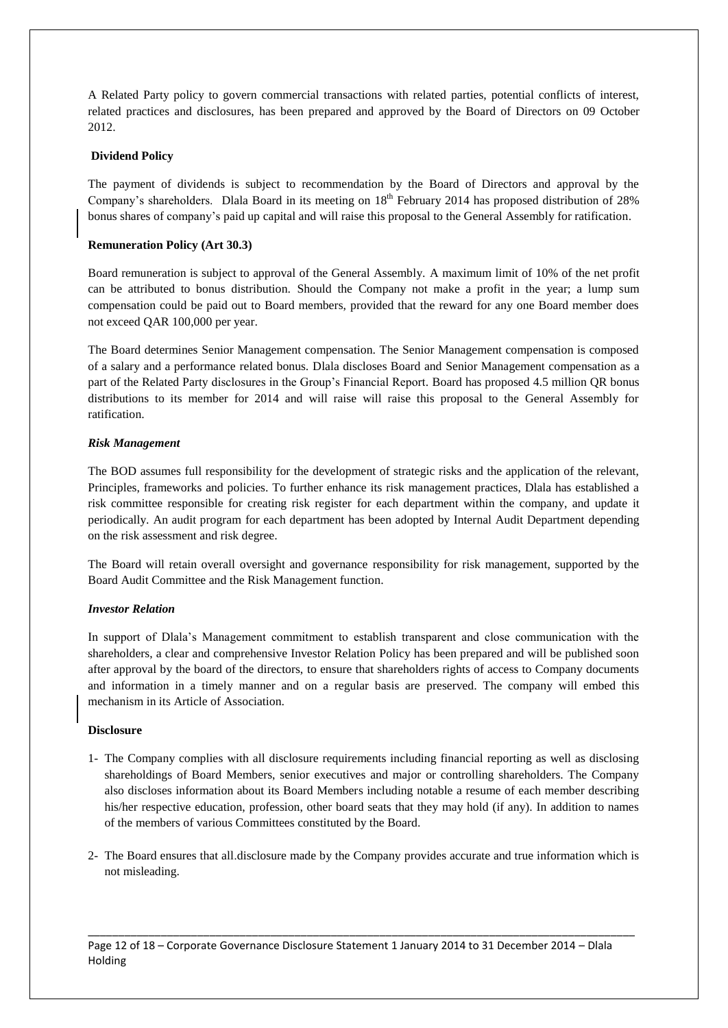A Related Party policy to govern commercial transactions with related parties, potential conflicts of interest, related practices and disclosures, has been prepared and approved by the Board of Directors on 09 October 2012.

**Dividend Policy**

The payment of dividends is subject to recommendation by the Board of Directors and approval by the Company's shareholders. Dlala Board in its meeting on 18th February 2014 has proposed distribution of 28% bonus shares of company's paid up capital and will raise this proposal to the General Assembly for ratification.

**Remuneration Policy (Art 30.3)**

Board remuneration is subject to approval of the General Assembly. A maximum limit of 10% of the net profit can be attributed to bonus distribution. Should the Company not make a profit in the year; a lump sum compensation could be paid out to Board members, provided that the reward for any one Board member does not exceed QAR 100,000 per year.

The Board determines Senior Management compensation. The Senior Management compensation is composed of a salary and a performance related bonus. Dlala discloses Board and Senior Management compensation as a part of the Related Party disclosures in the Group's Financial Report. Board has proposed 4.5 million QR bonus distributions to its member for 2014 and will raise will raise this proposal to the General Assembly for ratification.

***Risk Management***

The BOD assumes full responsibility for the development of strategic risks and the application of the relevant, Principles, frameworks and policies. To further enhance its risk management practices, Dlala has established a risk committee responsible for creating risk register for each department within the company, and update it periodically. An audit program for each department has been adopted by Internal Audit Department depending on the risk assessment and risk degree.

The Board will retain overall oversight and governance responsibility for risk management, supported by the Board Audit Committee and the Risk Management function.

***Investor Relation***

In support of Dlala's Management commitment to establish transparent and close communication with the shareholders, a clear and comprehensive Investor Relation Policy has been prepared and will be published soon after approval by the board of the directors, to ensure that shareholders rights of access to Company documents and information in a timely manner and on a regular basis are preserved. The company will embed this mechanism in its Article of Association.

**Disclosure**

1- The Company complies with all disclosure requirements including financial reporting as well as disclosing shareholdings of Board Members, senior executives and major or controlling shareholders. The Company also discloses information about its Board Members including notable a resume of each member describing his/her respective education, profession, other board seats that they may hold (if any). In addition to names of the members of various Committees constituted by the Board.

2- The Board ensures that all.disclosure made by the Company provides accurate and true information which is not misleading.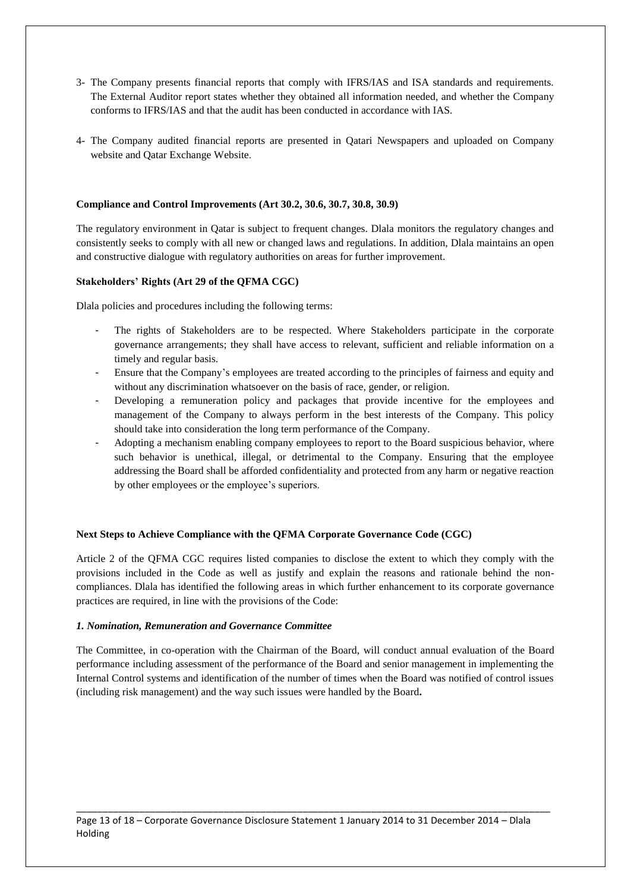3- The Company presents financial reports that comply with IFRS/IAS and ISA standards and requirements. The External Auditor report states whether they obtained all information needed, and whether the Company conforms to IFRS/IAS and that the audit has been conducted in accordance with IAS.

4- The Company audited financial reports are presented in Qatari Newspapers and uploaded on Company website and Qatar Exchange Website.

**Compliance and Control Improvements (Art 30.2, 30.6, 30.7, 30.8, 30.9)**

The regulatory environment in Qatar is subject to frequent changes. Dlala monitors the regulatory changes and consistently seeks to comply with all new or changed laws and regulations. In addition, Dlala maintains an open and constructive dialogue with regulatory authorities on areas for further improvement.

**Stakeholders' Rights (Art 29 of the QFMA CGC)**

Dlala policies and procedures including the following terms:

- The rights of Stakeholders are to be respected. Where Stakeholders participate in the corporate governance arrangements; they shall have access to relevant, sufficient and reliable information on a timely and regular basis.
- Ensure that the Company's employees are treated according to the principles of fairness and equity and without any discrimination whatsoever on the basis of race, gender, or religion.
- Developing a remuneration policy and packages that provide incentive for the employees and management of the Company to always perform in the best interests of the Company. This policy should take into consideration the long term performance of the Company.
- Adopting a mechanism enabling company employees to report to the Board suspicious behavior, where such behavior is unethical, illegal, or detrimental to the Company. Ensuring that the employee addressing the Board shall be afforded confidentiality and protected from any harm or negative reaction by other employees or the employee's superiors.

**Next Steps to Achieve Compliance with the QFMA Corporate Governance Code (CGC)**

Article 2 of the QFMA CGC requires listed companies to disclose the extent to which they comply with the provisions included in the Code as well as justify and explain the reasons and rationale behind the non-compliances. Dlala has identified the following areas in which further enhancement to its corporate governance practices are required, in line with the provisions of the Code:

***1. Nomination, Remuneration and Governance Committee***

The Committee, in co-operation with the Chairman of the Board, will conduct annual evaluation of the Board performance including assessment of the performance of the Board and senior management in implementing the Internal Control systems and identification of the number of times when the Board was notified of control issues (including risk management) and the way such issues were handled by the Board.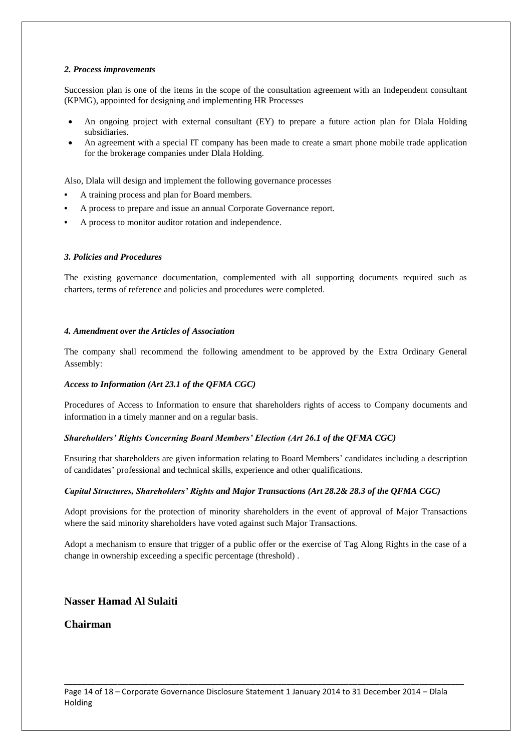### *2. Process improvements*

Succession plan is one of the items in the scope of the consultation agreement with an Independent consultant (KPMG), appointed for designing and implementing HR Processes

- An ongoing project with external consultant (EY) to prepare a future action plan for Dlala Holding subsidiaries.
- An agreement with a special IT company has been made to create a smart phone mobile trade application for the brokerage companies under Dlala Holding.

Also, Dlala will design and implement the following governance processes

- A training process and plan for Board members.
- A process to prepare and issue an annual Corporate Governance report.
- A process to monitor auditor rotation and independence.

### *3. Policies and Procedures*

The existing governance documentation, complemented with all supporting documents required such as charters, terms of reference and policies and procedures were completed.

### *4. Amendment over the Articles of Association*

The company shall recommend the following amendment to be approved by the Extra Ordinary General Assembly:

#### *Access to Information (Art 23.1 of the QFMA CGC)*

Procedures of Access to Information to ensure that shareholders rights of access to Company documents and information in a timely manner and on a regular basis.

#### *Shareholders' Rights Concerning Board Members' Election (Art 26.1 of the QFMA CGC)*

Ensuring that shareholders are given information relating to Board Members' candidates including a description of candidates' professional and technical skills, experience and other qualifications.

#### *Capital Structures, Shareholders' Rights and Major Transactions (Art 28.2& 28.3 of the QFMA CGC)*

Adopt provisions for the protection of minority shareholders in the event of approval of Major Transactions where the said minority shareholders have voted against such Major Transactions.

Adopt a mechanism to ensure that trigger of a public offer or the exercise of Tag Along Rights in the case of a change in ownership exceeding a specific percentage (threshold) .

**Nasser Hamad Al Sulaiti**

**Chairman**